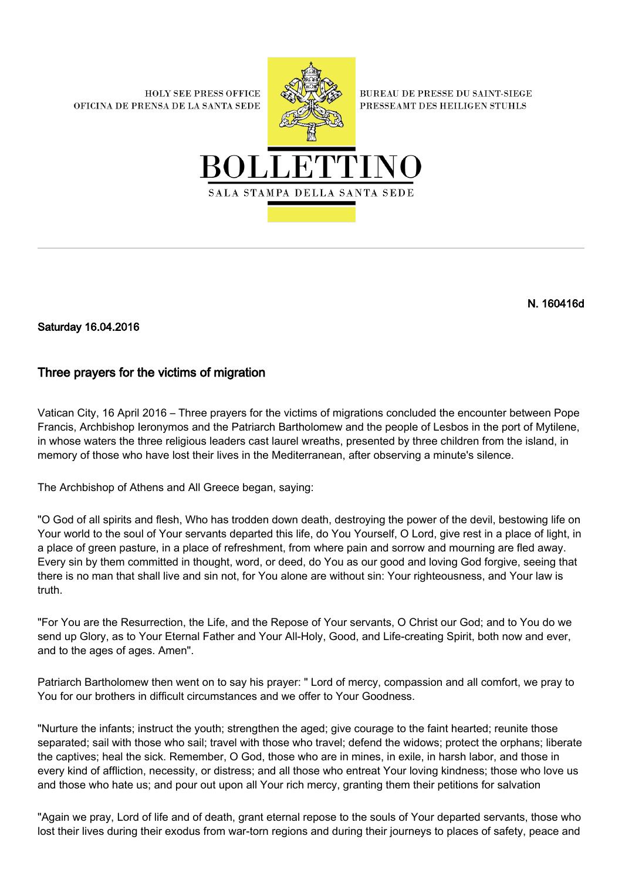HOLY SEE PRESS OFFICE
OFICINA DE PRENSA DE LA SANTA SEDE

BUREAU DE PRESSE DU SAINT-SIEGE
PRESSEAMT DES HEILIGEN STUHLS

# BOLLETTINO

SALA STAMPA DELLA SANTA SEDE

---

**N. 160416d**

**Saturday 16.04.2016**

## Three prayers for the victims of migration

Vatican City, 16 April 2016 – Three prayers for the victims of migrations concluded the encounter between Pope Francis, Archbishop Ieronymos and the Patriarch Bartholomew and the people of Lesbos in the port of Mytilene, in whose waters the three religious leaders cast laurel wreaths, presented by three children from the island, in memory of those who have lost their lives in the Mediterranean, after observing a minute's silence.

The Archbishop of Athens and All Greece began, saying:

"O God of all spirits and flesh, Who has trodden down death, destroying the power of the devil, bestowing life on Your world to the soul of Your servants departed this life, do You Yourself, O Lord, give rest in a place of light, in a place of green pasture, in a place of refreshment, from where pain and sorrow and mourning are fled away. Every sin by them committed in thought, word, or deed, do You as our good and loving God forgive, seeing that there is no man that shall live and sin not, for You alone are without sin: Your righteousness, and Your law is truth.

"For You are the Resurrection, the Life, and the Repose of Your servants, O Christ our God; and to You do we send up Glory, as to Your Eternal Father and Your All-Holy, Good, and Life-creating Spirit, both now and ever, and to the ages of ages. Amen".

Patriarch Bartholomew then went on to say his prayer: " Lord of mercy, compassion and all comfort, we pray to You for our brothers in difficult circumstances and we offer to Your Goodness.

"Nurture the infants; instruct the youth; strengthen the aged; give courage to the faint hearted; reunite those separated; sail with those who sail; travel with those who travel; defend the widows; protect the orphans; liberate the captives; heal the sick. Remember, O God, those who are in mines, in exile, in harsh labor, and those in every kind of affliction, necessity, or distress; and all those who entreat Your loving kindness; those who love us and those who hate us; and pour out upon all Your rich mercy, granting them their petitions for salvation

"Again we pray, Lord of life and of death, grant eternal repose to the souls of Your departed servants, those who lost their lives during their exodus from war-torn regions and during their journeys to places of safety, peace and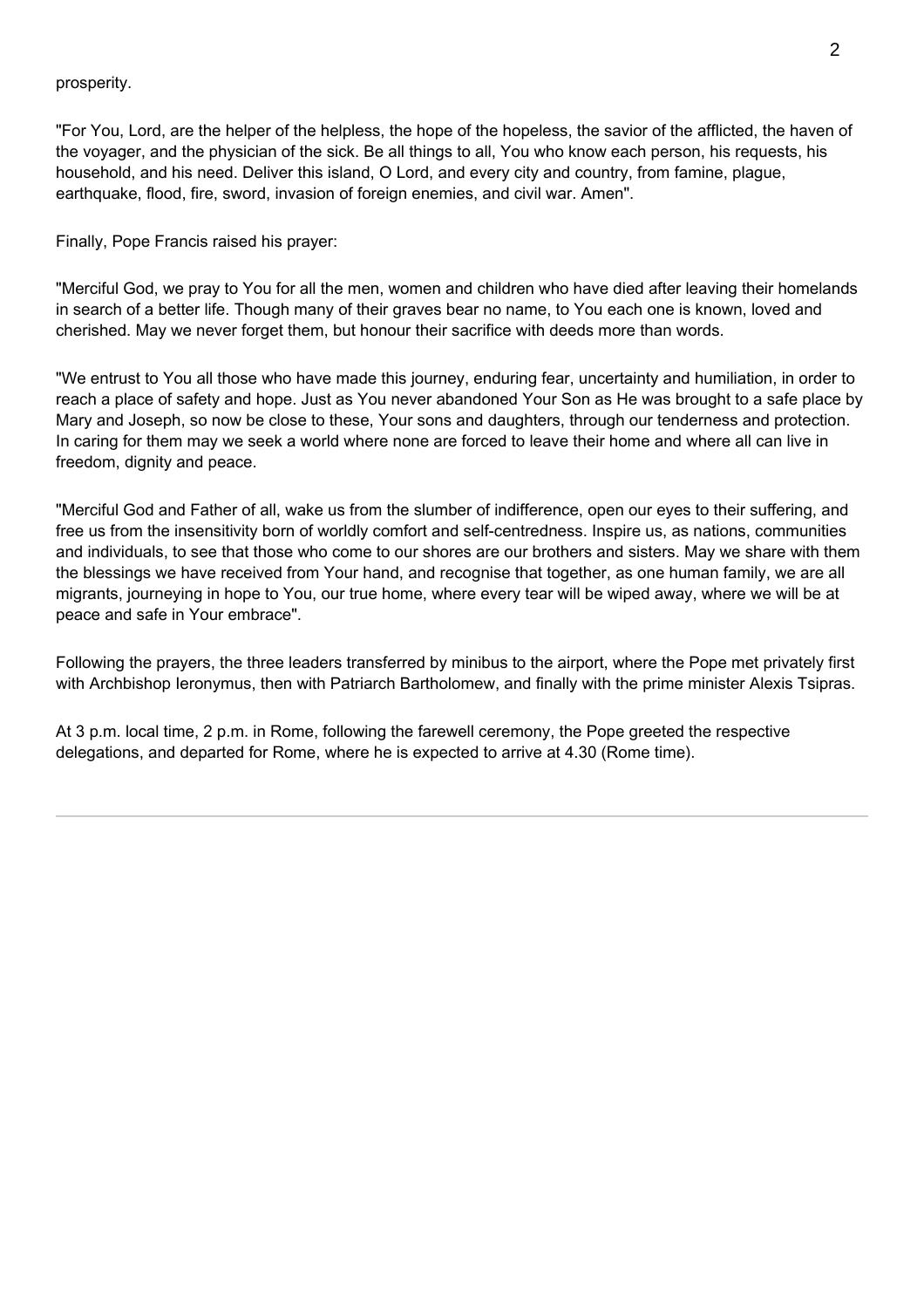prosperity.

"For You, Lord, are the helper of the helpless, the hope of the hopeless, the savior of the afflicted, the haven of the voyager, and the physician of the sick. Be all things to all, You who know each person, his requests, his household, and his need. Deliver this island, O Lord, and every city and country, from famine, plague, earthquake, flood, fire, sword, invasion of foreign enemies, and civil war. Amen".

Finally, Pope Francis raised his prayer:

"Merciful God, we pray to You for all the men, women and children who have died after leaving their homelands in search of a better life. Though many of their graves bear no name, to You each one is known, loved and cherished. May we never forget them, but honour their sacrifice with deeds more than words.

"We entrust to You all those who have made this journey, enduring fear, uncertainty and humiliation, in order to reach a place of safety and hope. Just as You never abandoned Your Son as He was brought to a safe place by Mary and Joseph, so now be close to these, Your sons and daughters, through our tenderness and protection. In caring for them may we seek a world where none are forced to leave their home and where all can live in freedom, dignity and peace.

"Merciful God and Father of all, wake us from the slumber of indifference, open our eyes to their suffering, and free us from the insensitivity born of worldly comfort and self-centredness. Inspire us, as nations, communities and individuals, to see that those who come to our shores are our brothers and sisters. May we share with them the blessings we have received from Your hand, and recognise that together, as one human family, we are all migrants, journeying in hope to You, our true home, where every tear will be wiped away, where we will be at peace and safe in Your embrace".

Following the prayers, the three leaders transferred by minibus to the airport, where the Pope met privately first with Archbishop Ieronymus, then with Patriarch Bartholomew, and finally with the prime minister Alexis Tsipras.

At 3 p.m. local time, 2 p.m. in Rome, following the farewell ceremony, the Pope greeted the respective delegations, and departed for Rome, where he is expected to arrive at 4.30 (Rome time).